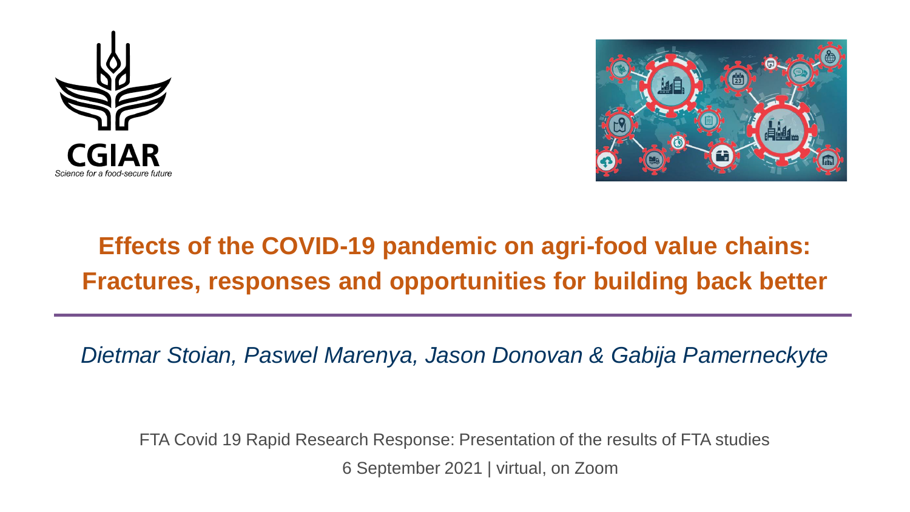CGIAR

Science for a food-secure future

# Effects of the COVID-19 pandemic on agri-food value chains: Fractures, responses and opportunities for building back better

*Dietmar Stoian, Paswel Marenya, Jason Donovan & Gabija Pamerneckyte*

FTA Covid 19 Rapid Research Response: Presentation of the results of FTA studies

6 September 2021 | virtual, on Zoom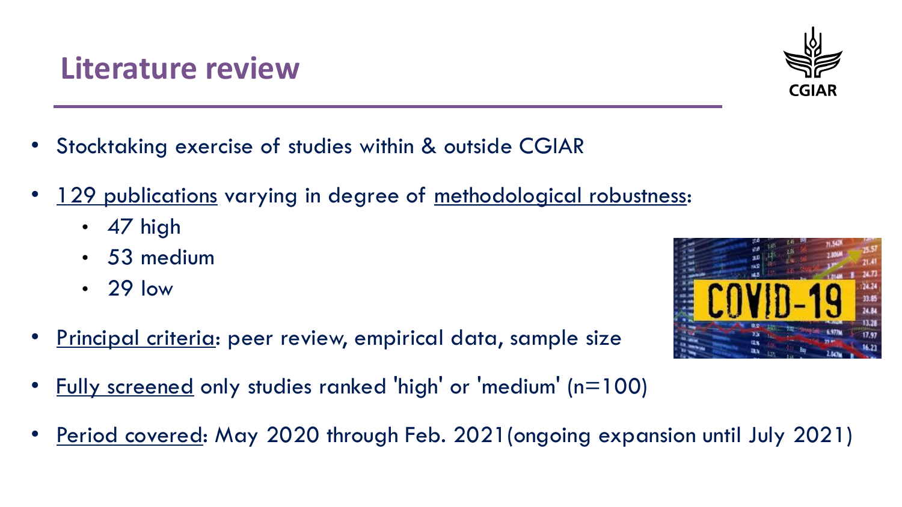# Literature review

- Stocktaking exercise of studies within & outside CGIAR
- 129 publications varying in degree of methodological robustness:
  - 47 high
  - 53 medium
  - 29 low
- Principal criteria: peer review, empirical data, sample size
- Fully screened only studies ranked 'high' or 'medium' (n=100)
- Period covered: May 2020 through Feb. 2021(ongoing expansion until July 2021)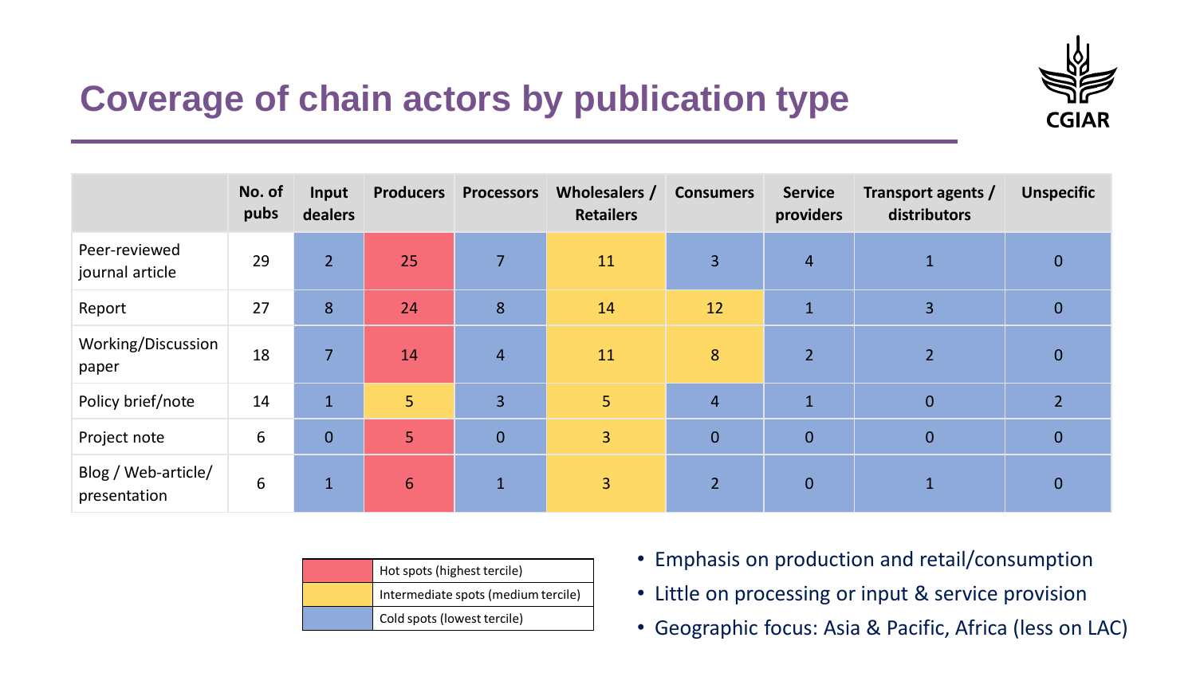# Coverage of chain actors by publication type

| | No. of pubs | Input dealers | Producers | Processors | Wholesalers / Retailers | Consumers | Service providers | Transport agents / distributors | Unspecific |
|---|---|---|---|---|---|---|---|---|---|
| Peer-reviewed journal article | 29 | 2 | 25 | 7 | 11 | 3 | 4 | 1 | 0 |
| Report | 27 | 8 | 24 | 8 | 14 | 12 | 1 | 3 | 0 |
| Working/Discussion paper | 18 | 7 | 14 | 4 | 11 | 8 | 2 | 2 | 0 |
| Policy brief/note | 14 | 1 | 5 | 3 | 5 | 4 | 1 | 0 | 2 |
| Project note | 6 | 0 | 5 | 0 | 3 | 0 | 0 | 0 | 0 |
| Blog / Web-article/ presentation | 6 | 1 | 6 | 1 | 3 | 2 | 0 | 1 | 0 |

| Legend | |
|---|---|
| (red) | Hot spots (highest tercile) |
| (yellow) | Intermediate spots (medium tercile) |
| (blue) | Cold spots (lowest tercile) |

- Emphasis on production and retail/consumption
- Little on processing or input & service provision
- Geographic focus: Asia & Pacific, Africa (less on LAC)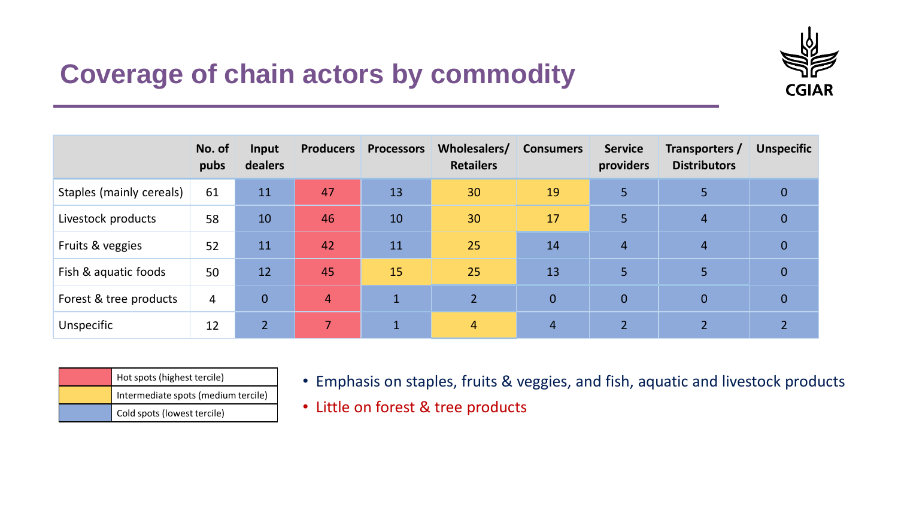# Coverage of chain actors by commodity

| | No. of pubs | Input dealers | Producers | Processors | Wholesalers/ Retailers | Consumers | Service providers | Transporters / Distributors | Unspecific |
|---|---|---|---|---|---|---|---|---|---|
| Staples (mainly cereals) | 61 | 11 | 47 | 13 | 30 | 19 | 5 | 5 | 0 |
| Livestock products | 58 | 10 | 46 | 10 | 30 | 17 | 5 | 4 | 0 |
| Fruits & veggies | 52 | 11 | 42 | 11 | 25 | 14 | 4 | 4 | 0 |
| Fish & aquatic foods | 50 | 12 | 45 | 15 | 25 | 13 | 5 | 5 | 0 |
| Forest & tree products | 4 | 0 | 4 | 1 | 2 | 0 | 0 | 0 | 0 |
| Unspecific | 12 | 2 | 7 | 1 | 4 | 4 | 2 | 2 | 2 |

| | |
|---|---|
| (red) | Hot spots (highest tercile) |
| (yellow) | Intermediate spots (medium tercile) |
| (blue) | Cold spots (lowest tercile) |

- Emphasis on staples, fruits & veggies, and fish, aquatic and livestock products
- Little on forest & tree products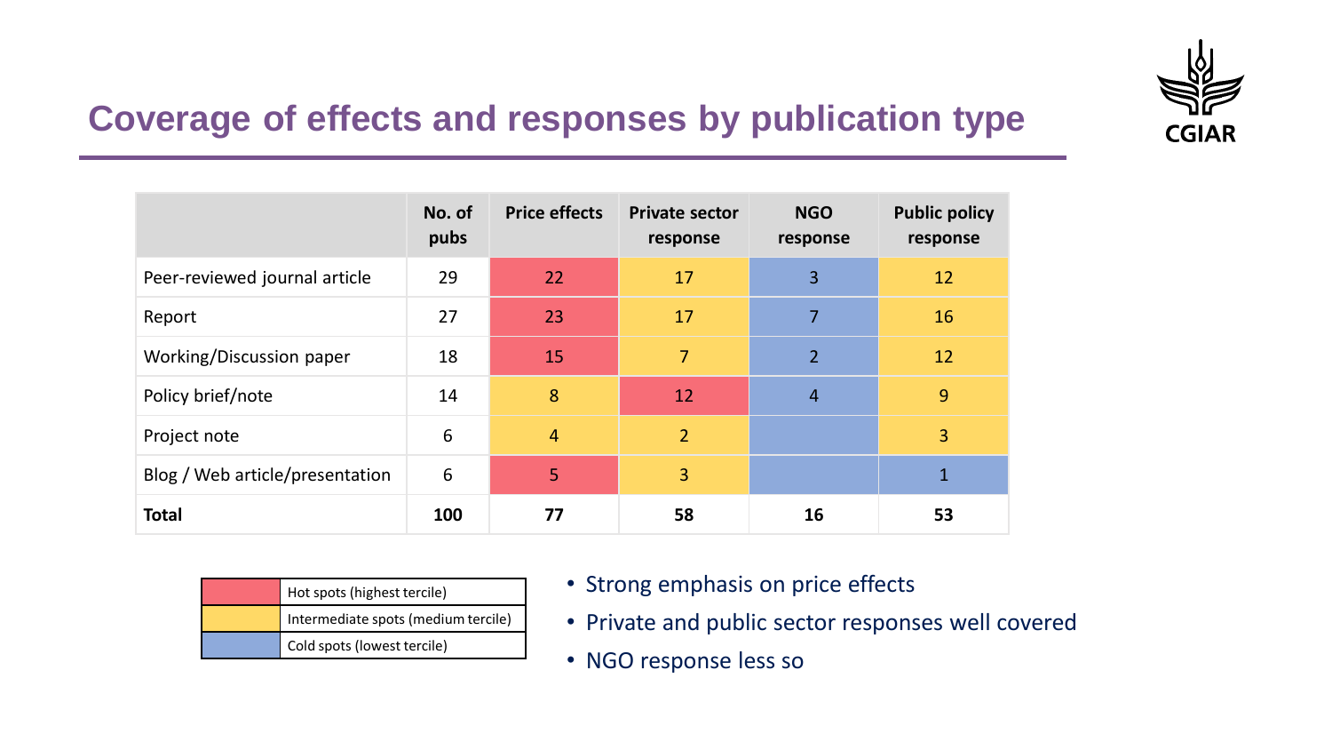## Coverage of effects and responses by publication type

| | No. of pubs | Price effects | Private sector response | NGO response | Public policy response |
|---|---|---|---|---|---|
| Peer-reviewed journal article | 29 | 22 | 17 | 3 | 12 |
| Report | 27 | 23 | 17 | 7 | 16 |
| Working/Discussion paper | 18 | 15 | 7 | 2 | 12 |
| Policy brief/note | 14 | 8 | 12 | 4 | 9 |
| Project note | 6 | 4 | 2 | | 3 |
| Blog / Web article/presentation | 6 | 5 | 3 | | 1 |
| **Total** | **100** | **77** | **58** | **16** | **53** |

| Legend | |
|---|---|
| (red) | Hot spots (highest tercile) |
| (yellow) | Intermediate spots (medium tercile) |
| (blue) | Cold spots (lowest tercile) |

- Strong emphasis on price effects
- Private and public sector responses well covered
- NGO response less so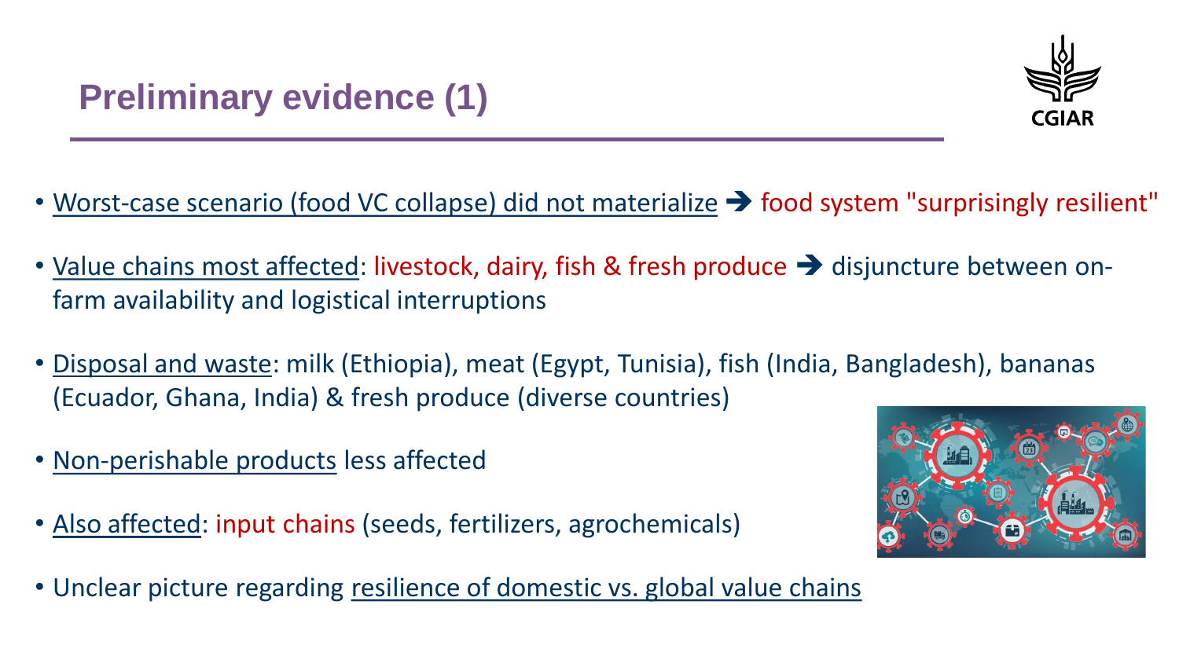# Preliminary evidence (1)

- Worst-case scenario (food VC collapse) did not materialize ➔ food system "surprisingly resilient"
- Value chains most affected: livestock, dairy, fish & fresh produce ➔ disjuncture between on-farm availability and logistical interruptions
- Disposal and waste: milk (Ethiopia), meat (Egypt, Tunisia), fish (India, Bangladesh), bananas (Ecuador, Ghana, India) & fresh produce (diverse countries)
- Non-perishable products less affected
- Also affected: input chains (seeds, fertilizers, agrochemicals)
- Unclear picture regarding resilience of domestic vs. global value chains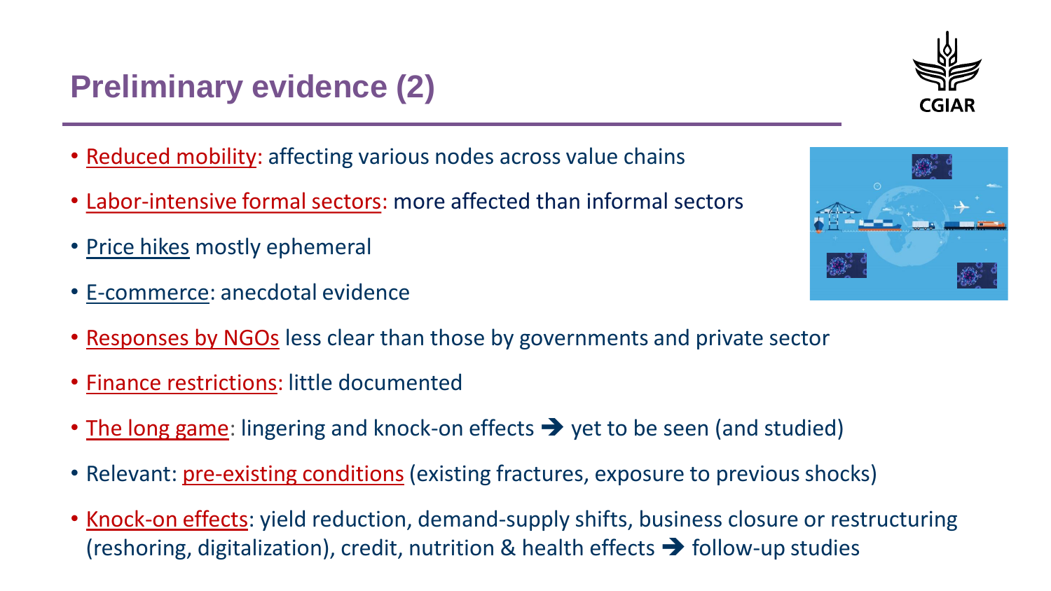## Preliminary evidence (2)

- Reduced mobility: affecting various nodes across value chains
- Labor-intensive formal sectors: more affected than informal sectors
- Price hikes mostly ephemeral
- E-commerce: anecdotal evidence
- Responses by NGOs less clear than those by governments and private sector
- Finance restrictions: little documented
- The long game: lingering and knock-on effects ➔ yet to be seen (and studied)
- Relevant: pre-existing conditions (existing fractures, exposure to previous shocks)
- Knock-on effects: yield reduction, demand-supply shifts, business closure or restructuring (reshoring, digitalization), credit, nutrition & health effects ➔ follow-up studies